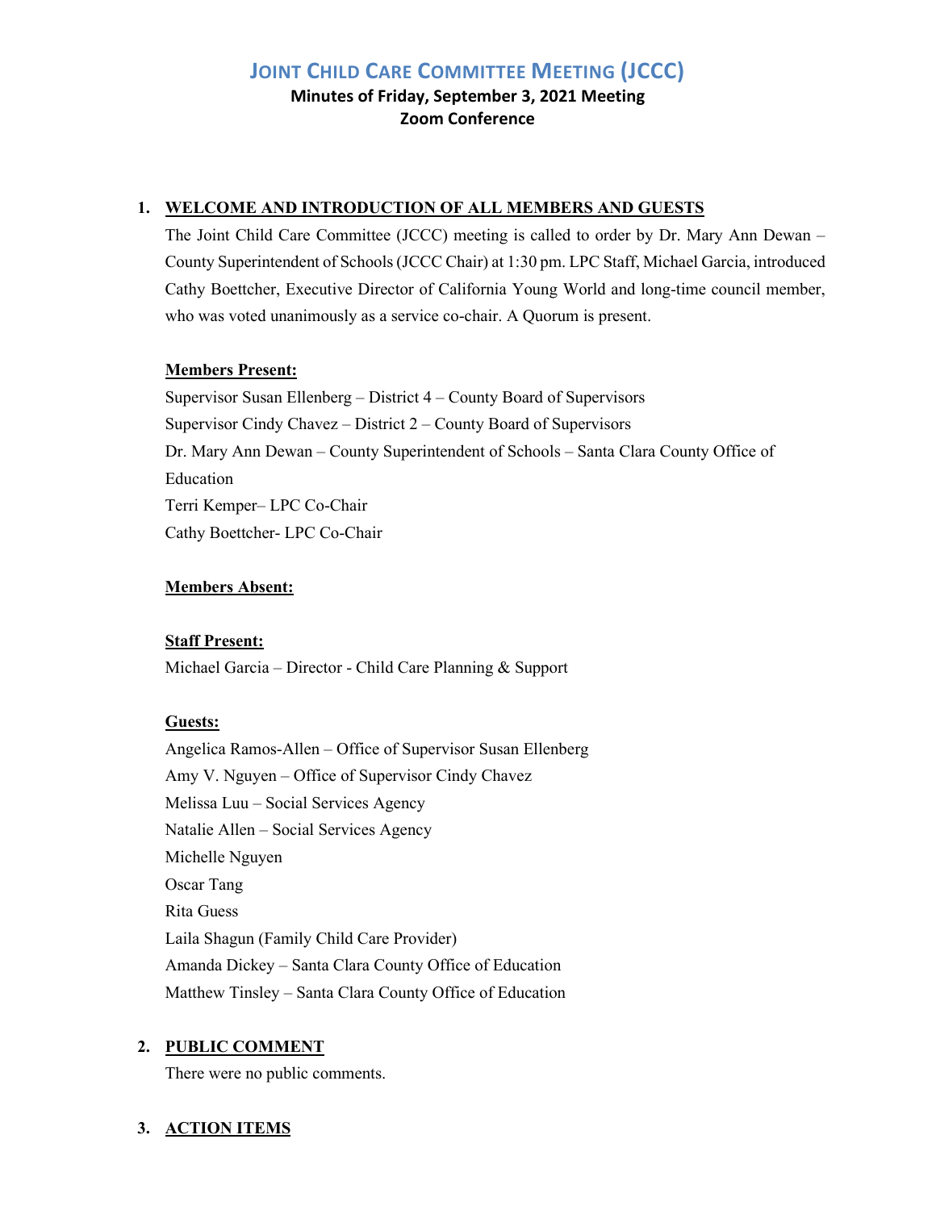# JOINT CHILD CARE COMMITTEE MEETING (JCCC)

**Minutes of Friday, September 3, 2021 Meeting**
**Zoom Conference**

1. **WELCOME AND INTRODUCTION OF ALL MEMBERS AND GUESTS**

   The Joint Child Care Committee (JCCC) meeting is called to order by Dr. Mary Ann Dewan – County Superintendent of Schools (JCCC Chair) at 1:30 pm. LPC Staff, Michael Garcia, introduced Cathy Boettcher, Executive Director of California Young World and long-time council member, who was voted unanimously as a service co-chair. A Quorum is present.

   **Members Present:**

   Supervisor Susan Ellenberg – District 4 – County Board of Supervisors
   Supervisor Cindy Chavez – District 2 – County Board of Supervisors
   Dr. Mary Ann Dewan – County Superintendent of Schools – Santa Clara County Office of Education
   Terri Kemper– LPC Co-Chair
   Cathy Boettcher- LPC Co-Chair

   **Members Absent:**

   **Staff Present:**

   Michael Garcia – Director - Child Care Planning & Support

   **Guests:**

   Angelica Ramos-Allen – Office of Supervisor Susan Ellenberg
   Amy V. Nguyen – Office of Supervisor Cindy Chavez
   Melissa Luu – Social Services Agency
   Natalie Allen – Social Services Agency
   Michelle Nguyen
   Oscar Tang
   Rita Guess
   Laila Shagun (Family Child Care Provider)
   Amanda Dickey – Santa Clara County Office of Education
   Matthew Tinsley – Santa Clara County Office of Education

2. **PUBLIC COMMENT**

   There were no public comments.

3. **ACTION ITEMS**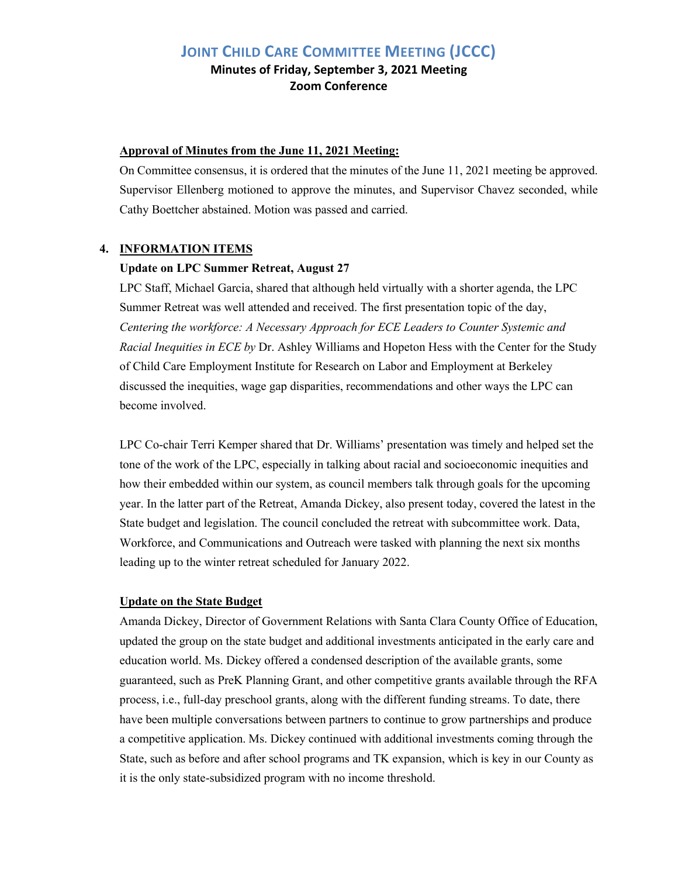# JOINT CHILD CARE COMMITTEE MEETING (JCCC)

**Minutes of Friday, September 3, 2021 Meeting**
**Zoom Conference**

**Approval of Minutes from the June 11, 2021 Meeting:**

On Committee consensus, it is ordered that the minutes of the June 11, 2021 meeting be approved. Supervisor Ellenberg motioned to approve the minutes, and Supervisor Chavez seconded, while Cathy Boettcher abstained. Motion was passed and carried.

## 4. INFORMATION ITEMS

**Update on LPC Summer Retreat, August 27**

LPC Staff, Michael Garcia, shared that although held virtually with a shorter agenda, the LPC Summer Retreat was well attended and received. The first presentation topic of the day, *Centering the workforce: A Necessary Approach for ECE Leaders to Counter Systemic and Racial Inequities in ECE by* Dr. Ashley Williams and Hopeton Hess with the Center for the Study of Child Care Employment Institute for Research on Labor and Employment at Berkeley discussed the inequities, wage gap disparities, recommendations and other ways the LPC can become involved.

LPC Co-chair Terri Kemper shared that Dr. Williams' presentation was timely and helped set the tone of the work of the LPC, especially in talking about racial and socioeconomic inequities and how their embedded within our system, as council members talk through goals for the upcoming year. In the latter part of the Retreat, Amanda Dickey, also present today, covered the latest in the State budget and legislation. The council concluded the retreat with subcommittee work. Data, Workforce, and Communications and Outreach were tasked with planning the next six months leading up to the winter retreat scheduled for January 2022.

**Update on the State Budget**

Amanda Dickey, Director of Government Relations with Santa Clara County Office of Education, updated the group on the state budget and additional investments anticipated in the early care and education world. Ms. Dickey offered a condensed description of the available grants, some guaranteed, such as PreK Planning Grant, and other competitive grants available through the RFA process, i.e., full-day preschool grants, along with the different funding streams. To date, there have been multiple conversations between partners to continue to grow partnerships and produce a competitive application. Ms. Dickey continued with additional investments coming through the State, such as before and after school programs and TK expansion, which is key in our County as it is the only state-subsidized program with no income threshold.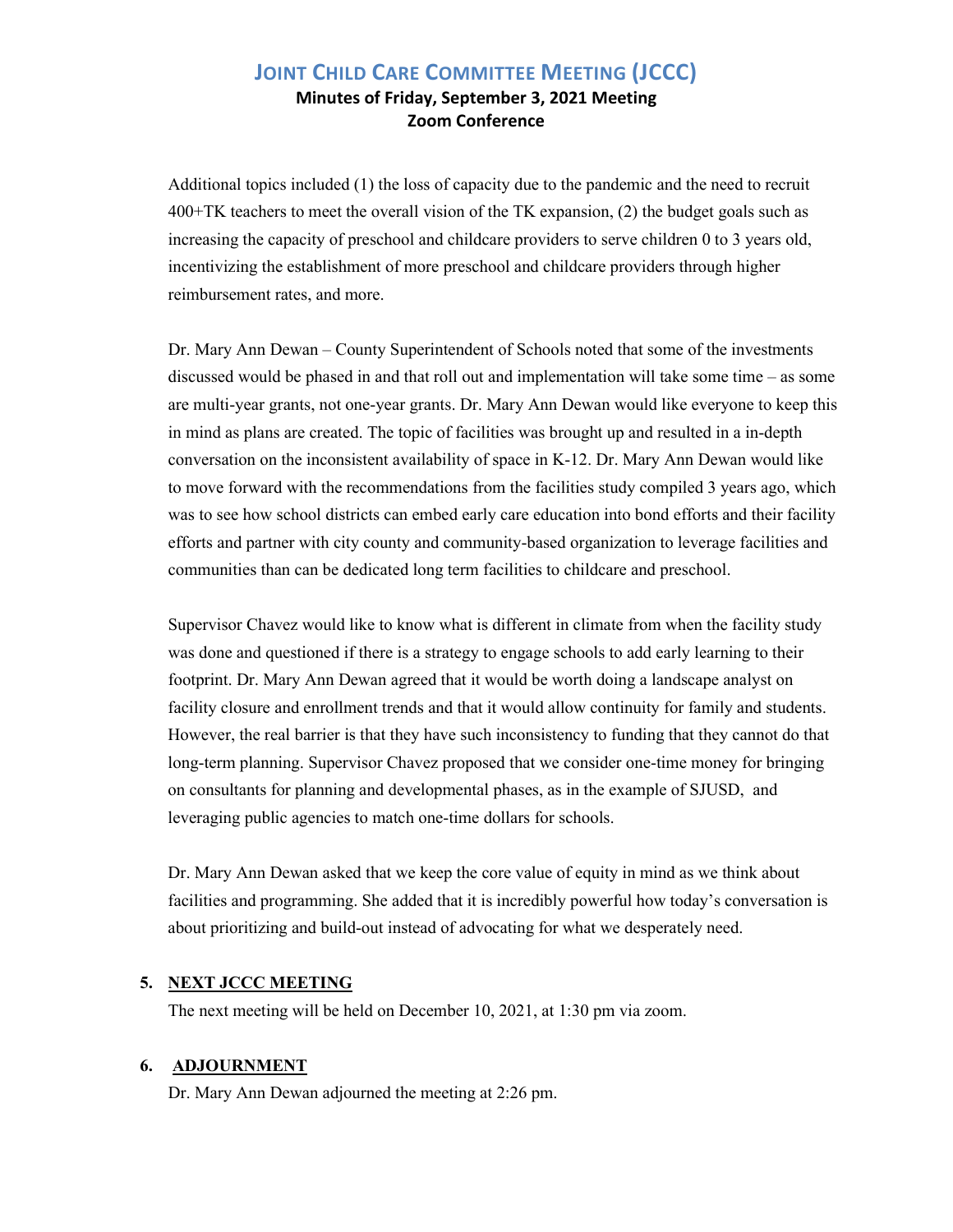Additional topics included (1) the loss of capacity due to the pandemic and the need to recruit 400+TK teachers to meet the overall vision of the TK expansion, (2) the budget goals such as increasing the capacity of preschool and childcare providers to serve children 0 to 3 years old, incentivizing the establishment of more preschool and childcare providers through higher reimbursement rates, and more.

Dr. Mary Ann Dewan – County Superintendent of Schools noted that some of the investments discussed would be phased in and that roll out and implementation will take some time – as some are multi-year grants, not one-year grants. Dr. Mary Ann Dewan would like everyone to keep this in mind as plans are created. The topic of facilities was brought up and resulted in a in-depth conversation on the inconsistent availability of space in K-12. Dr. Mary Ann Dewan would like to move forward with the recommendations from the facilities study compiled 3 years ago, which was to see how school districts can embed early care education into bond efforts and their facility efforts and partner with city county and community-based organization to leverage facilities and communities than can be dedicated long term facilities to childcare and preschool.

Supervisor Chavez would like to know what is different in climate from when the facility study was done and questioned if there is a strategy to engage schools to add early learning to their footprint. Dr. Mary Ann Dewan agreed that it would be worth doing a landscape analyst on facility closure and enrollment trends and that it would allow continuity for family and students. However, the real barrier is that they have such inconsistency to funding that they cannot do that long-term planning. Supervisor Chavez proposed that we consider one-time money for bringing on consultants for planning and developmental phases, as in the example of SJUSD, and leveraging public agencies to match one-time dollars for schools.

Dr. Mary Ann Dewan asked that we keep the core value of equity in mind as we think about facilities and programming. She added that it is incredibly powerful how today's conversation is about prioritizing and build-out instead of advocating for what we desperately need.

**5. NEXT JCCC MEETING**

The next meeting will be held on December 10, 2021, at 1:30 pm via zoom.

**6. ADJOURNMENT**

Dr. Mary Ann Dewan adjourned the meeting at 2:26 pm.